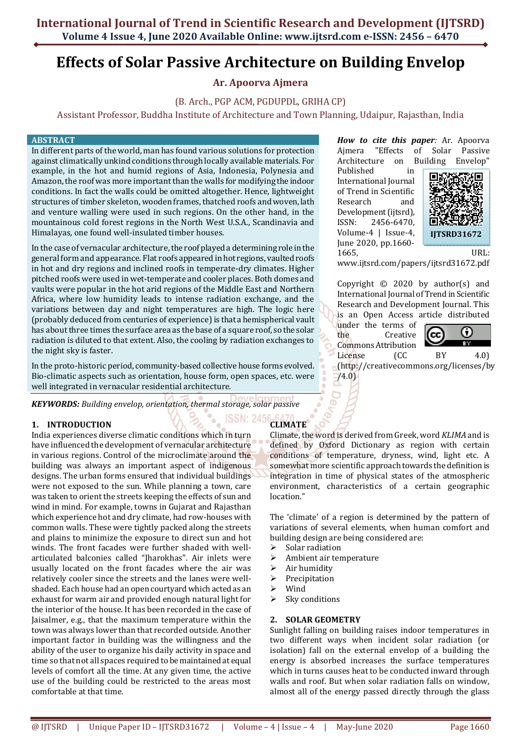# Effects of Solar Passive Architecture on Building Envelop

**Ar. Apoorva Ajmera**

(B. Arch., PGP ACM, PGDUPDL, GRIHA CP)

Assistant Professor, Buddha Institute of Architecture and Town Planning, Udaipur, Rajasthan, India

## ABSTRACT

In different parts of the world, man has found various solutions for protection against climatically unkind conditions through locally available materials. For example, in the hot and humid regions of Asia, Indonesia, Polynesia and Amazon, the roof was more important than the walls for modifying the indoor conditions. In fact the walls could be omitted altogether. Hence, lightweight structures of timber skeleton, wooden frames, thatched roofs and woven, lath and venture walling were used in such regions. On the other hand, in the mountainous cold forest regions in the North West U.S.A., Scandinavia and Himalayas, one found well-insulated timber houses.

In the case of vernacular architecture, the roof played a determining role in the general form and appearance. Flat roofs appeared in hot regions, vaulted roofs in hot and dry regions and inclined roofs in temperate-dry climates. Higher pitched roofs were used in wet-temperate and cooler places. Both domes and vaults were popular in the hot arid regions of the Middle East and Northern Africa, where low humidity leads to intense radiation exchange, and the variations between day and night temperatures are high. The logic here (probably deduced from centuries of experience) is that a hemispherical vault has about three times the surface area as the base of a square roof, so the solar radiation is diluted to that extent. Also, the cooling by radiation exchanges to the night sky is faster.

In the proto-historic period, community-based collective house forms evolved. Bio-climatic aspects such as orientation, house form, open spaces, etc. were well integrated in vernacular residential architecture.

***KEYWORDS:*** *Building envelop, orientation, thermal storage, solar passive*

***How to cite this paper:*** Ar. Apoorva Ajmera "Effects of Solar Passive Architecture on Building Envelop" Published in International Journal of Trend in Scientific Research and Development (ijtsrd), ISSN: 2456-6470, Volume-4 | Issue-4, June 2020, pp.1660-1665, URL: www.ijtsrd.com/papers/ijtsrd31672.pdf

IJTSRD31672

Copyright © 2020 by author(s) and International Journal of Trend in Scientific Research and Development Journal. This is an Open Access article distributed under the terms of the Creative Commons Attribution License (CC BY 4.0) (http://creativecommons.org/licenses/by/4.0)

## 1. INTRODUCTION

India experiences diverse climatic conditions which in turn have influenced the development of vernacular architecture in various regions. Control of the microclimate around the building was always an important aspect of indigenous designs. The urban forms ensured that individual buildings were not exposed to the sun. While planning a town, care was taken to orient the streets keeping the effects of sun and wind in mind. For example, towns in Gujarat and Rajasthan which experience hot and dry climate, had row-houses with common walls. These were tightly packed along the streets and plains to minimize the exposure to direct sun and hot winds. The front facades were further shaded with well-articulated balconies called "Jharokhas". Air inlets were usually located on the front facades where the air was relatively cooler since the streets and the lanes were well-shaded. Each house had an open courtyard which acted as an exhaust for warm air and provided enough natural light for the interior of the house. It has been recorded in the case of Jaisalmer, e.g., that the maximum temperature within the town was always lower than that recorded outside. Another important factor in building was the willingness and the ability of the user to organize his daily activity in space and time so that not all spaces required to be maintained at equal levels of comfort all the time. At any given time, the active use of the building could be restricted to the areas most comfortable at that time.

## CLIMATE

Climate, the word is derived from Greek, word *KLIMA* and is defined by Oxford Dictionary as region with certain conditions of temperature, dryness, wind, light etc. A somewhat more scientific approach towards the definition is integration in time of physical states of the atmospheric environment, characteristics of a certain geographic location."

The 'climate' of a region is determined by the pattern of variations of several elements, when human comfort and building design are being considered are:

- Solar radiation
- Ambient air temperature
- Air humidity
- Precipitation
- Wind
- Sky conditions

## 2. SOLAR GEOMETRY

Sunlight falling on building raises indoor temperatures in two different ways when incident solar radiation (or isolation) fall on the external envelop of a building the energy is absorbed increases the surface temperatures which in turns causes heat to be conducted inward through walls and roof. But when solar radiation falls on window, almost all of the energy passed directly through the glass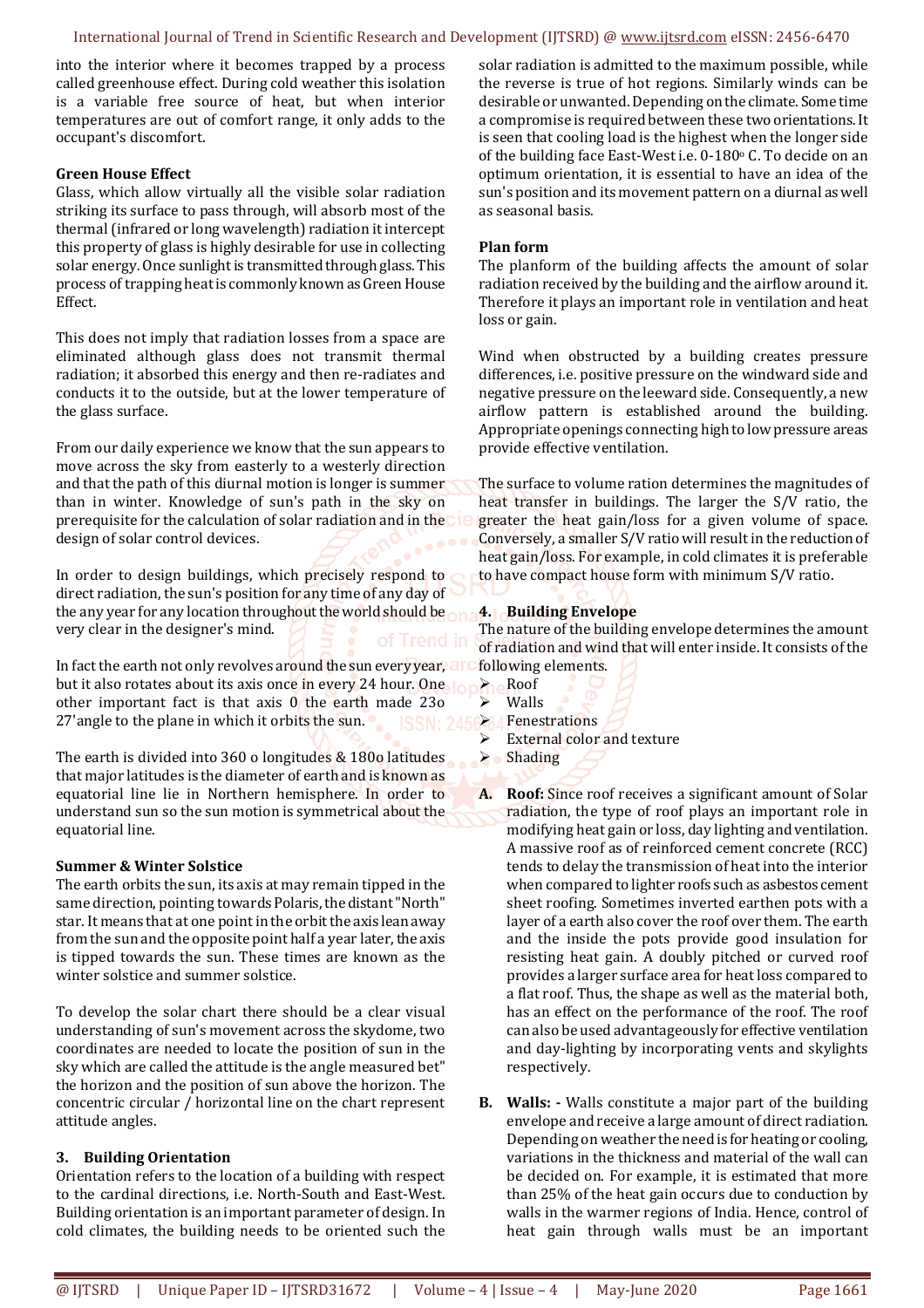into the interior where it becomes trapped by a process called greenhouse effect. During cold weather this isolation is a variable free source of heat, but when interior temperatures are out of comfort range, it only adds to the occupant's discomfort.

**Green House Effect**

Glass, which allow virtually all the visible solar radiation striking its surface to pass through, will absorb most of the thermal (infrared or long wavelength) radiation it intercept this property of glass is highly desirable for use in collecting solar energy. Once sunlight is transmitted through glass. This process of trapping heat is commonly known as Green House Effect.

This does not imply that radiation losses from a space are eliminated although glass does not transmit thermal radiation; it absorbed this energy and then re-radiates and conducts it to the outside, but at the lower temperature of the glass surface.

From our daily experience we know that the sun appears to move across the sky from easterly to a westerly direction and that the path of this diurnal motion is longer is summer than in winter. Knowledge of sun's path in the sky on prerequisite for the calculation of solar radiation and in the design of solar control devices.

In order to design buildings, which precisely respond to direct radiation, the sun's position for any time of any day of the any year for any location throughout the world should be very clear in the designer's mind.

In fact the earth not only revolves around the sun every year, but it also rotates about its axis once in every 24 hour. One other important fact is that axis 0 the earth made 23o 27'angle to the plane in which it orbits the sun.

The earth is divided into 360 o longitudes & 180o latitudes that major latitudes is the diameter of earth and is known as equatorial line lie in Northern hemisphere. In order to understand sun so the sun motion is symmetrical about the equatorial line.

**Summer & Winter Solstice**

The earth orbits the sun, its axis at may remain tipped in the same direction, pointing towards Polaris, the distant "North" star. It means that at one point in the orbit the axis lean away from the sun and the opposite point half a year later, the axis is tipped towards the sun. These times are known as the winter solstice and summer solstice.

To develop the solar chart there should be a clear visual understanding of sun's movement across the skydome, two coordinates are needed to locate the position of sun in the sky which are called the attitude is the angle measured bet" the horizon and the position of sun above the horizon. The concentric circular / horizontal line on the chart represent attitude angles.

## 3. Building Orientation

Orientation refers to the location of a building with respect to the cardinal directions, i.e. North-South and East-West. Building orientation is an important parameter of design. In cold climates, the building needs to be oriented such the solar radiation is admitted to the maximum possible, while the reverse is true of hot regions. Similarly winds can be desirable or unwanted. Depending on the climate. Some time a compromise is required between these two orientations. It is seen that cooling load is the highest when the longer side of the building face East-West i.e. 0-180$^{0}$ C. To decide on an optimum orientation, it is essential to have an idea of the sun's position and its movement pattern on a diurnal as well as seasonal basis.

**Plan form**

The planform of the building affects the amount of solar radiation received by the building and the airflow around it. Therefore it plays an important role in ventilation and heat loss or gain.

Wind when obstructed by a building creates pressure differences, i.e. positive pressure on the windward side and negative pressure on the leeward side. Consequently, a new airflow pattern is established around the building. Appropriate openings connecting high to low pressure areas provide effective ventilation.

The surface to volume ration determines the magnitudes of heat transfer in buildings. The larger the S/V ratio, the greater the heat gain/loss for a given volume of space. Conversely, a smaller S/V ratio will result in the reduction of heat gain/loss. For example, in cold climates it is preferable to have compact house form with minimum S/V ratio.

## 4. Building Envelope

The nature of the building envelope determines the amount of radiation and wind that will enter inside. It consists of the following elements.

- Roof
- Walls
- Fenestrations
- External color and texture
- Shading

**A. Roof:** Since roof receives a significant amount of Solar radiation, the type of roof plays an important role in modifying heat gain or loss, day lighting and ventilation. A massive roof as of reinforced cement concrete (RCC) tends to delay the transmission of heat into the interior when compared to lighter roofs such as asbestos cement sheet roofing. Sometimes inverted earthen pots with a layer of a earth also cover the roof over them. The earth and the inside the pots provide good insulation for resisting heat gain. A doubly pitched or curved roof provides a larger surface area for heat loss compared to a flat roof. Thus, the shape as well as the material both, has an effect on the performance of the roof. The roof can also be used advantageously for effective ventilation and day-lighting by incorporating vents and skylights respectively.

**B. Walls: -** Walls constitute a major part of the building envelope and receive a large amount of direct radiation. Depending on weather the need is for heating or cooling, variations in the thickness and material of the wall can be decided on. For example, it is estimated that more than 25% of the heat gain occurs due to conduction by walls in the warmer regions of India. Hence, control of heat gain through walls must be an important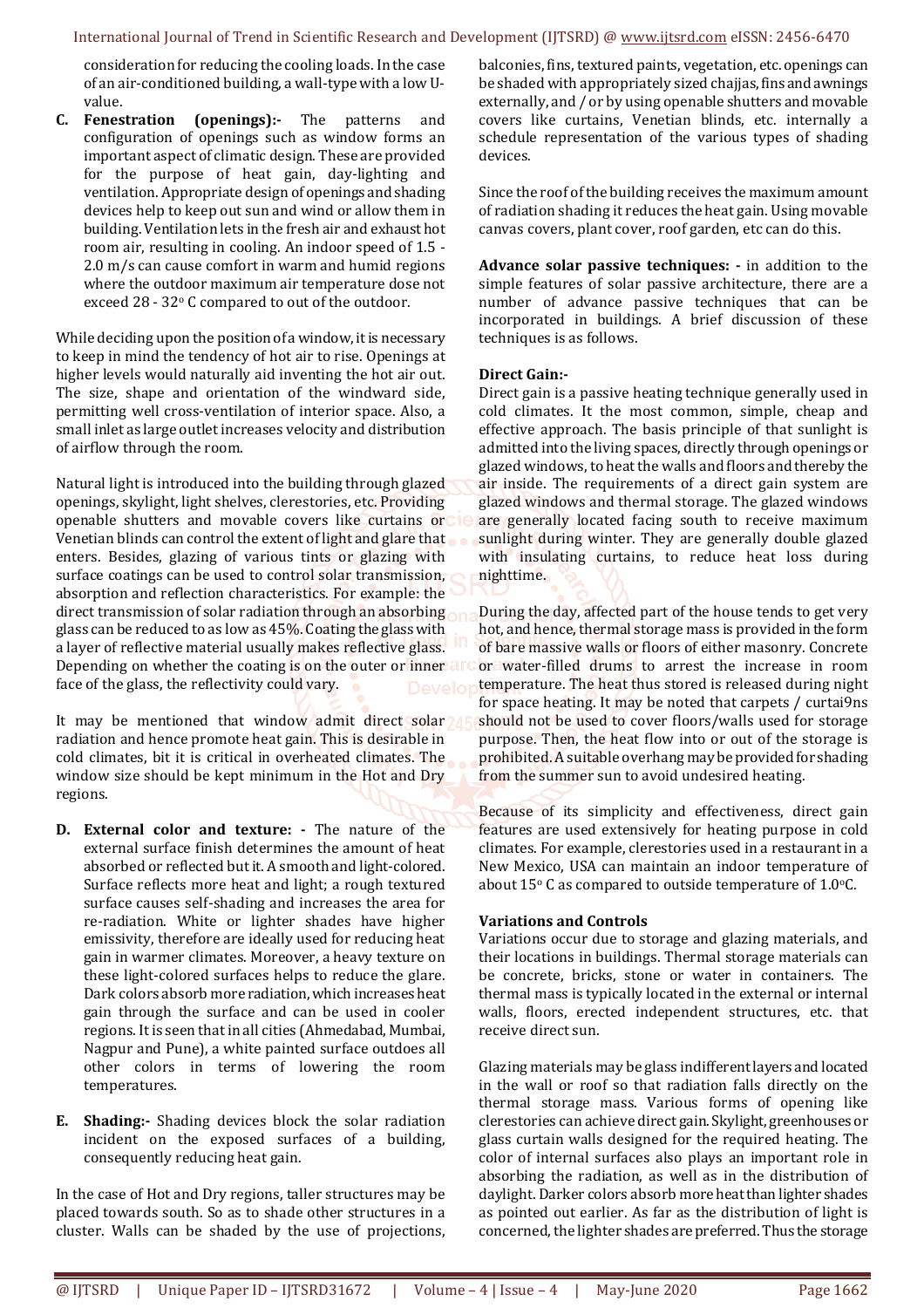consideration for reducing the cooling loads. In the case of an air-conditioned building, a wall-type with a low U-value.

C. **Fenestration (openings):-** The patterns and configuration of openings such as window forms an important aspect of climatic design. These are provided for the purpose of heat gain, day-lighting and ventilation. Appropriate design of openings and shading devices help to keep out sun and wind or allow them in building. Ventilation lets in the fresh air and exhaust hot room air, resulting in cooling. An indoor speed of 1.5 - 2.0 m/s can cause comfort in warm and humid regions where the outdoor maximum air temperature dose not exceed 28 - 32° C compared to out of the outdoor.

While deciding upon the position of a window, it is necessary to keep in mind the tendency of hot air to rise. Openings at higher levels would naturally aid inventing the hot air out. The size, shape and orientation of the windward side, permitting well cross-ventilation of interior space. Also, a small inlet as large outlet increases velocity and distribution of airflow through the room.

Natural light is introduced into the building through glazed openings, skylight, light shelves, clerestories, etc. Providing openable shutters and movable covers like curtains or Venetian blinds can control the extent of light and glare that enters. Besides, glazing of various tints or glazing with surface coatings can be used to control solar transmission, absorption and reflection characteristics. For example: the direct transmission of solar radiation through an absorbing glass can be reduced to as low as 45%. Coating the glass with a layer of reflective material usually makes reflective glass. Depending on whether the coating is on the outer or inner face of the glass, the reflectivity could vary.

It may be mentioned that window admit direct solar radiation and hence promote heat gain. This is desirable in cold climates, bit it is critical in overheated climates. The window size should be kept minimum in the Hot and Dry regions.

D. **External color and texture: -** The nature of the external surface finish determines the amount of heat absorbed or reflected but it. A smooth and light-colored. Surface reflects more heat and light; a rough textured surface causes self-shading and increases the area for re-radiation. White or lighter shades have higher emissivity, therefore are ideally used for reducing heat gain in warmer climates. Moreover, a heavy texture on these light-colored surfaces helps to reduce the glare. Dark colors absorb more radiation, which increases heat gain through the surface and can be used in cooler regions. It is seen that in all cities (Ahmedabad, Mumbai, Nagpur and Pune), a white painted surface outdoes all other colors in terms of lowering the room temperatures.

E. **Shading:-** Shading devices block the solar radiation incident on the exposed surfaces of a building, consequently reducing heat gain.

In the case of Hot and Dry regions, taller structures may be placed towards south. So as to shade other structures in a cluster. Walls can be shaded by the use of projections, balconies, fins, textured paints, vegetation, etc. openings can be shaded with appropriately sized chajjas, fins and awnings externally, and / or by using openable shutters and movable covers like curtains, Venetian blinds, etc. internally a schedule representation of the various types of shading devices.

Since the roof of the building receives the maximum amount of radiation shading it reduces the heat gain. Using movable canvas covers, plant cover, roof garden, etc can do this.

**Advance solar passive techniques: -** in addition to the simple features of solar passive architecture, there are a number of advance passive techniques that can be incorporated in buildings. A brief discussion of these techniques is as follows.

**Direct Gain:-**

Direct gain is a passive heating technique generally used in cold climates. It the most common, simple, cheap and effective approach. The basis principle of that sunlight is admitted into the living spaces, directly through openings or glazed windows, to heat the walls and floors and thereby the air inside. The requirements of a direct gain system are glazed windows and thermal storage. The glazed windows are generally located facing south to receive maximum sunlight during winter. They are generally double glazed with insulating curtains, to reduce heat loss during nighttime.

During the day, affected part of the house tends to get very hot, and hence, thermal storage mass is provided in the form of bare massive walls or floors of either masonry. Concrete or water-filled drums to arrest the increase in room temperature. The heat thus stored is released during night for space heating. It may be noted that carpets / curtai9ns should not be used to cover floors/walls used for storage purpose. Then, the heat flow into or out of the storage is prohibited. A suitable overhang may be provided for shading from the summer sun to avoid undesired heating.

Because of its simplicity and effectiveness, direct gain features are used extensively for heating purpose in cold climates. For example, clerestories used in a restaurant in a New Mexico, USA can maintain an indoor temperature of about 15° C as compared to outside temperature of 1.0°C.

**Variations and Controls**

Variations occur due to storage and glazing materials, and their locations in buildings. Thermal storage materials can be concrete, bricks, stone or water in containers. The thermal mass is typically located in the external or internal walls, floors, erected independent structures, etc. that receive direct sun.

Glazing materials may be glass indifferent layers and located in the wall or roof so that radiation falls directly on the thermal storage mass. Various forms of opening like clerestories can achieve direct gain. Skylight, greenhouses or glass curtain walls designed for the required heating. The color of internal surfaces also plays an important role in absorbing the radiation, as well as in the distribution of daylight. Darker colors absorb more heat than lighter shades as pointed out earlier. As far as the distribution of light is concerned, the lighter shades are preferred. Thus the storage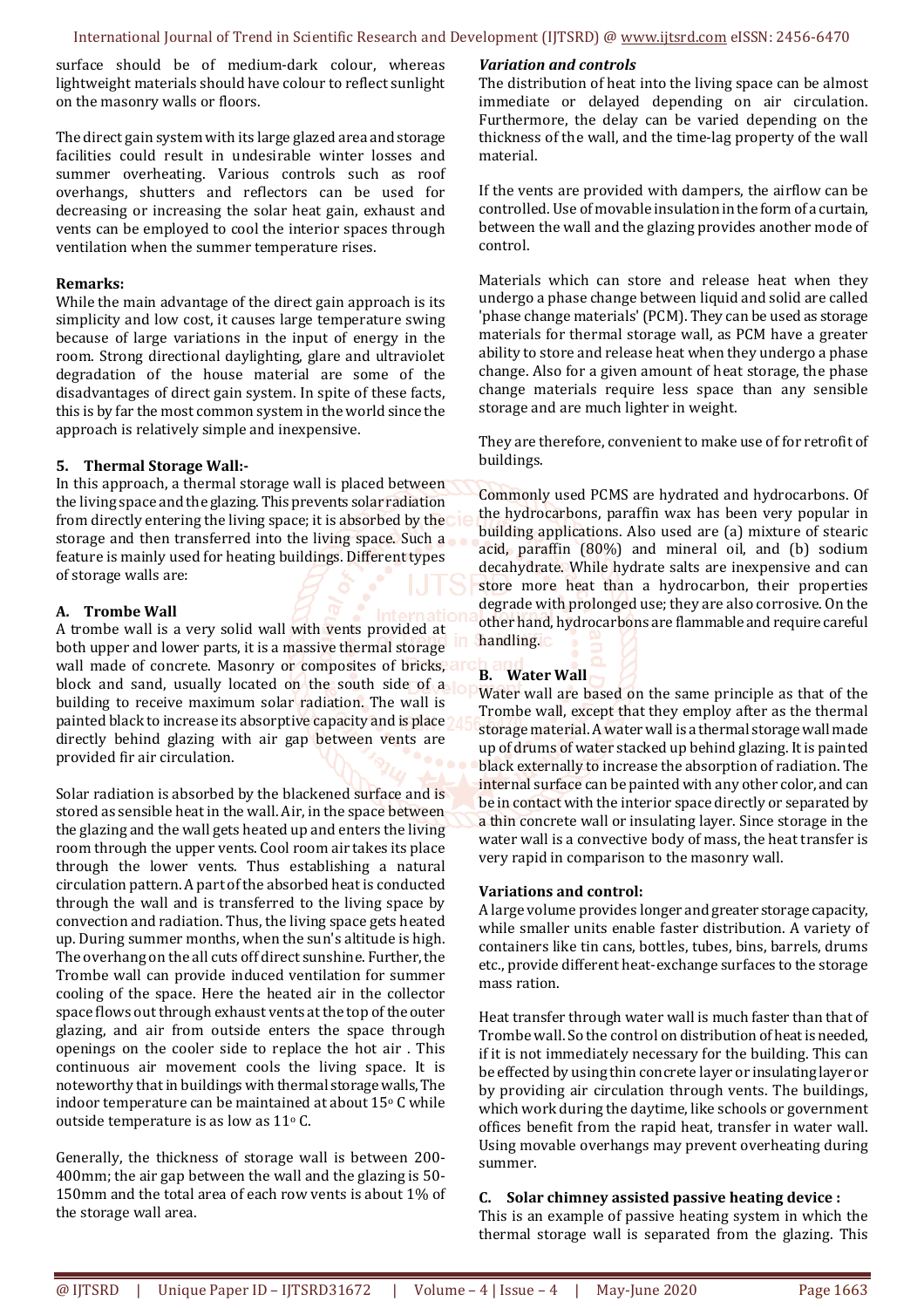surface should be of medium-dark colour, whereas lightweight materials should have colour to reflect sunlight on the masonry walls or floors.

The direct gain system with its large glazed area and storage facilities could result in undesirable winter losses and summer overheating. Various controls such as roof overhangs, shutters and reflectors can be used for decreasing or increasing the solar heat gain, exhaust and vents can be employed to cool the interior spaces through ventilation when the summer temperature rises.

**Remarks:**

While the main advantage of the direct gain approach is its simplicity and low cost, it causes large temperature swing because of large variations in the input of energy in the room. Strong directional daylighting, glare and ultraviolet degradation of the house material are some of the disadvantages of direct gain system. In spite of these facts, this is by far the most common system in the world since the approach is relatively simple and inexpensive.

## 5. Thermal Storage Wall:-

In this approach, a thermal storage wall is placed between the living space and the glazing. This prevents solar radiation from directly entering the living space; it is absorbed by the storage and then transferred into the living space. Such a feature is mainly used for heating buildings. Different types of storage walls are:

### A. Trombe Wall

A trombe wall is a very solid wall with vents provided at both upper and lower parts, it is a massive thermal storage wall made of concrete. Masonry or composites of bricks, block and sand, usually located on the south side of a building to receive maximum solar radiation. The wall is painted black to increase its absorptive capacity and is place directly behind glazing with air gap between vents are provided fir air circulation.

Solar radiation is absorbed by the blackened surface and is stored as sensible heat in the wall. Air, in the space between the glazing and the wall gets heated up and enters the living room through the upper vents. Cool room air takes its place through the lower vents. Thus establishing a natural circulation pattern. A part of the absorbed heat is conducted through the wall and is transferred to the living space by convection and radiation. Thus, the living space gets heated up. During summer months, when the sun's altitude is high. The overhang on the all cuts off direct sunshine. Further, the Trombe wall can provide induced ventilation for summer cooling of the space. Here the heated air in the collector space flows out through exhaust vents at the top of the outer glazing, and air from outside enters the space through openings on the cooler side to replace the hot air . This continuous air movement cools the living space. It is noteworthy that in buildings with thermal storage walls, The indoor temperature can be maintained at about 15$^{o}$ C while outside temperature is as low as 11$^{o}$ C.

Generally, the thickness of storage wall is between 200-400mm; the air gap between the wall and the glazing is 50-150mm and the total area of each row vents is about 1% of the storage wall area.

***Variation and controls***

The distribution of heat into the living space can be almost immediate or delayed depending on air circulation. Furthermore, the delay can be varied depending on the thickness of the wall, and the time-lag property of the wall material.

If the vents are provided with dampers, the airflow can be controlled. Use of movable insulation in the form of a curtain, between the wall and the glazing provides another mode of control.

Materials which can store and release heat when they undergo a phase change between liquid and solid are called 'phase change materials' (PCM). They can be used as storage materials for thermal storage wall, as PCM have a greater ability to store and release heat when they undergo a phase change. Also for a given amount of heat storage, the phase change materials require less space than any sensible storage and are much lighter in weight.

They are therefore, convenient to make use of for retrofit of buildings.

Commonly used PCMS are hydrated and hydrocarbons. Of the hydrocarbons, paraffin wax has been very popular in building applications. Also used are (a) mixture of stearic acid, paraffin (80%) and mineral oil, and (b) sodium decahydrate. While hydrate salts are inexpensive and can store more heat than a hydrocarbon, their properties degrade with prolonged use; they are also corrosive. On the other hand, hydrocarbons are flammable and require careful handling.

### B. Water Wall

Water wall are based on the same principle as that of the Trombe wall, except that they employ after as the thermal storage material. A water wall is a thermal storage wall made up of drums of water stacked up behind glazing. It is painted black externally to increase the absorption of radiation. The internal surface can be painted with any other color, and can be in contact with the interior space directly or separated by a thin concrete wall or insulating layer. Since storage in the water wall is a convective body of mass, the heat transfer is very rapid in comparison to the masonry wall.

**Variations and control:**

A large volume provides longer and greater storage capacity, while smaller units enable faster distribution. A variety of containers like tin cans, bottles, tubes, bins, barrels, drums etc., provide different heat-exchange surfaces to the storage mass ration.

Heat transfer through water wall is much faster than that of Trombe wall. So the control on distribution of heat is needed, if it is not immediately necessary for the building. This can be effected by using thin concrete layer or insulating layer or by providing air circulation through vents. The buildings, which work during the daytime, like schools or government offices benefit from the rapid heat, transfer in water wall. Using movable overhangs may prevent overheating during summer.

### C. Solar chimney assisted passive heating device :

This is an example of passive heating system in which the thermal storage wall is separated from the glazing. This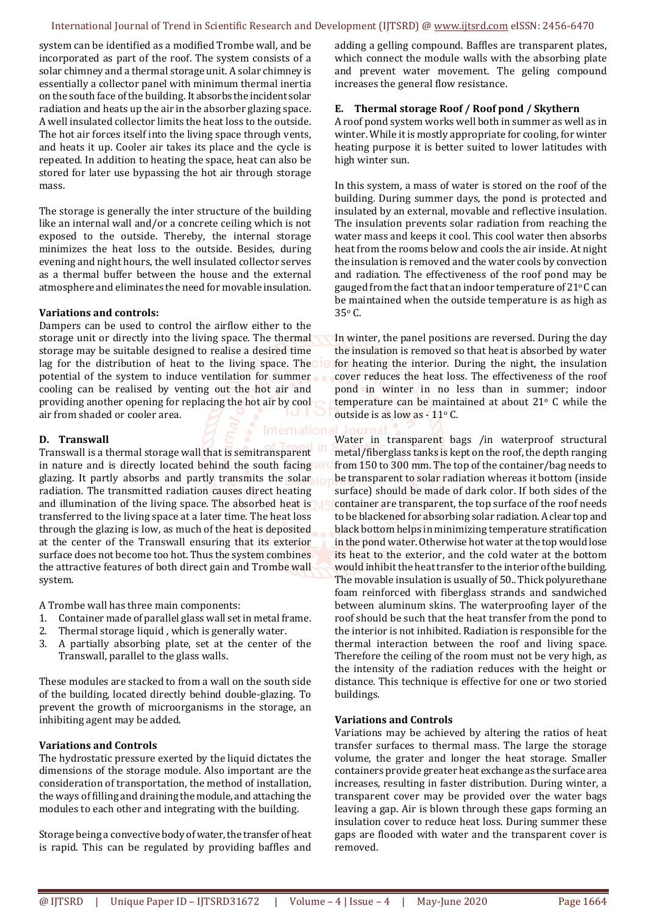system can be identified as a modified Trombe wall, and be incorporated as part of the roof. The system consists of a solar chimney and a thermal storage unit. A solar chimney is essentially a collector panel with minimum thermal inertia on the south face of the building. It absorbs the incident solar radiation and heats up the air in the absorber glazing space. A well insulated collector limits the heat loss to the outside. The hot air forces itself into the living space through vents, and heats it up. Cooler air takes its place and the cycle is repeated. In addition to heating the space, heat can also be stored for later use bypassing the hot air through storage mass.

The storage is generally the inter structure of the building like an internal wall and/or a concrete ceiling which is not exposed to the outside. Thereby, the internal storage minimizes the heat loss to the outside. Besides, during evening and night hours, the well insulated collector serves as a thermal buffer between the house and the external atmosphere and eliminates the need for movable insulation.

**Variations and controls:**

Dampers can be used to control the airflow either to the storage unit or directly into the living space. The thermal storage may be suitable designed to realise a desired time lag for the distribution of heat to the living space. The potential of the system to induce ventilation for summer cooling can be realised by venting out the hot air and providing another opening for replacing the hot air by cool air from shaded or cooler area.

### D. Transwall

Transwall is a thermal storage wall that is semitransparent in nature and is directly located behind the south facing glazing. It partly absorbs and partly transmits the solar radiation. The transmitted radiation causes direct heating and illumination of the living space. The absorbed heat is transferred to the living space at a later time. The heat loss through the glazing is low, as much of the heat is deposited at the center of the Transwall ensuring that its exterior surface does not become too hot. Thus the system combines the attractive features of both direct gain and Trombe wall system.

A Trombe wall has three main components:

1. Container made of parallel glass wall set in metal frame.
2. Thermal storage liquid , which is generally water.
3. A partially absorbing plate, set at the center of the Transwall, parallel to the glass walls.

These modules are stacked to from a wall on the south side of the building, located directly behind double-glazing. To prevent the growth of microorganisms in the storage, an inhibiting agent may be added.

**Variations and Controls**

The hydrostatic pressure exerted by the liquid dictates the dimensions of the storage module. Also important are the consideration of transportation, the method of installation, the ways of filling and draining the module, and attaching the modules to each other and integrating with the building.

Storage being a convective body of water, the transfer of heat is rapid. This can be regulated by providing baffles and adding a gelling compound. Baffles are transparent plates, which connect the module walls with the absorbing plate and prevent water movement. The geling compound increases the general flow resistance.

### E. Thermal storage Roof / Roof pond / Skythern

A roof pond system works well both in summer as well as in winter. While it is mostly appropriate for cooling, for winter heating purpose it is better suited to lower latitudes with high winter sun.

In this system, a mass of water is stored on the roof of the building. During summer days, the pond is protected and insulated by an external, movable and reflective insulation. The insulation prevents solar radiation from reaching the water mass and keeps it cool. This cool water then absorbs heat from the rooms below and cools the air inside. At night the insulation is removed and the water cools by convection and radiation. The effectiveness of the roof pond may be gauged from the fact that an indoor temperature of 21° C can be maintained when the outside temperature is as high as 35° C.

In winter, the panel positions are reversed. During the day the insulation is removed so that heat is absorbed by water for heating the interior. During the night, the insulation cover reduces the heat loss. The effectiveness of the roof pond in winter in no less than in summer; indoor temperature can be maintained at about 21° C while the outside is as low as - 11° C.

Water in transparent bags /in waterproof structural metal/fiberglass tanks is kept on the roof, the depth ranging from 150 to 300 mm. The top of the container/bag needs to be transparent to solar radiation whereas it bottom (inside surface) should be made of dark color. If both sides of the container are transparent, the top surface of the roof needs to be blackened for absorbing solar radiation. A clear top and black bottom helps in minimizing temperature stratification in the pond water. Otherwise hot water at the top would lose its heat to the exterior, and the cold water at the bottom would inhibit the heat transfer to the interior of the building. The movable insulation is usually of 50.. Thick polyurethane foam reinforced with fiberglass strands and sandwiched between aluminum skins. The waterproofing layer of the roof should be such that the heat transfer from the pond to the interior is not inhibited. Radiation is responsible for the thermal interaction between the roof and living space. Therefore the ceiling of the room must not be very high, as the intensity of the radiation reduces with the height or distance. This technique is effective for one or two storied buildings.

**Variations and Controls**

Variations may be achieved by altering the ratios of heat transfer surfaces to thermal mass. The large the storage volume, the grater and longer the heat storage. Smaller containers provide greater heat exchange as the surface area increases, resulting in faster distribution. During winter, a transparent cover may be provided over the water bags leaving a gap. Air is blown through these gaps forming an insulation cover to reduce heat loss. During summer these gaps are flooded with water and the transparent cover is removed.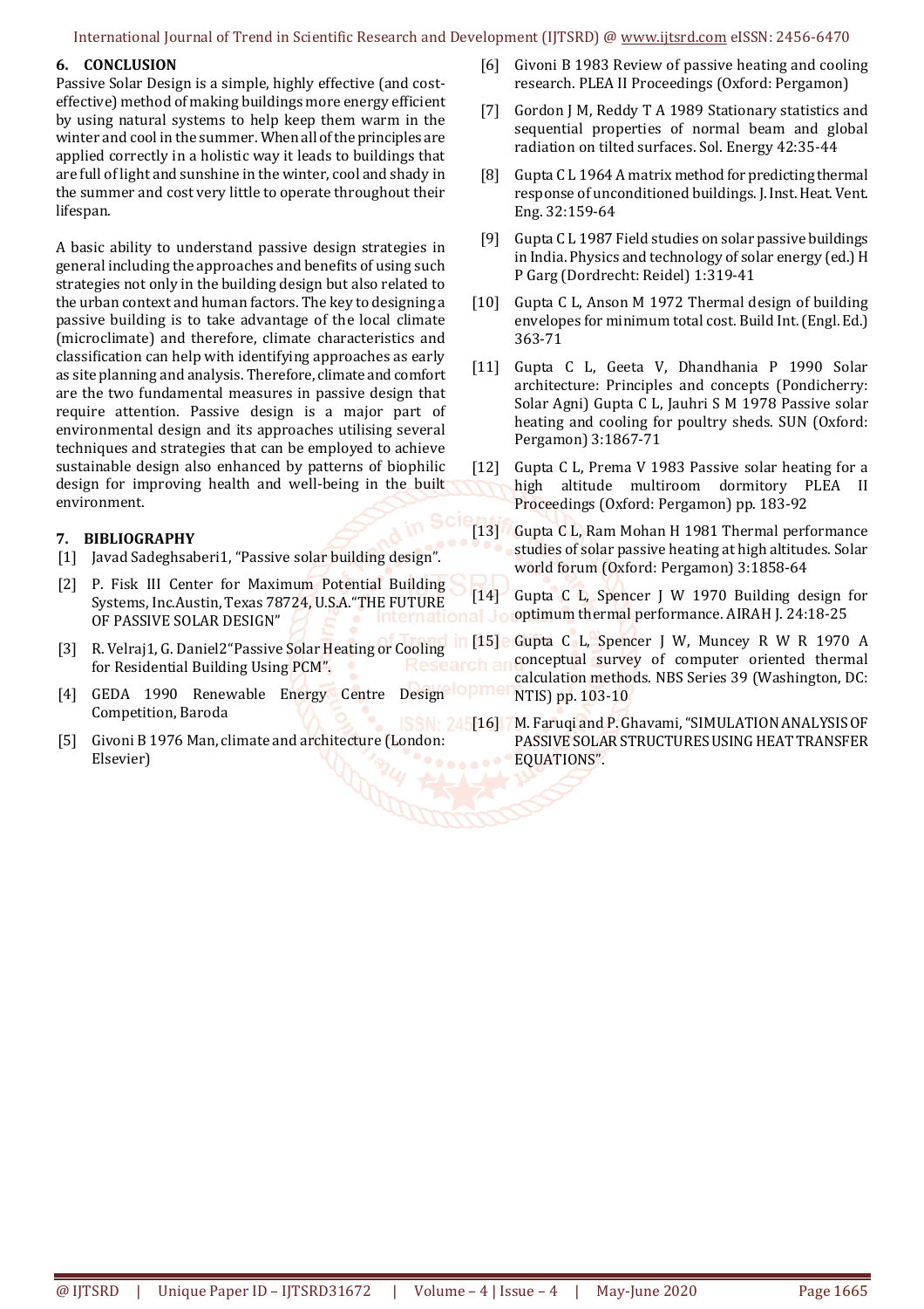## 6. CONCLUSION

Passive Solar Design is a simple, highly effective (and cost-effective) method of making buildings more energy efficient by using natural systems to help keep them warm in the winter and cool in the summer. When all of the principles are applied correctly in a holistic way it leads to buildings that are full of light and sunshine in the winter, cool and shady in the summer and cost very little to operate throughout their lifespan.

A basic ability to understand passive design strategies in general including the approaches and benefits of using such strategies not only in the building design but also related to the urban context and human factors. The key to designing a passive building is to take advantage of the local climate (microclimate) and therefore, climate characteristics and classification can help with identifying approaches as early as site planning and analysis. Therefore, climate and comfort are the two fundamental measures in passive design that require attention. Passive design is a major part of environmental design and its approaches utilising several techniques and strategies that can be employed to achieve sustainable design also enhanced by patterns of biophilic design for improving health and well-being in the built environment.

## 7. BIBLIOGRAPHY

[1] Javad Sadeghsaberi1, "Passive solar building design".

[2] P. Fisk III Center for Maximum Potential Building Systems, Inc.Austin, Texas 78724, U.S.A."THE FUTURE OF PASSIVE SOLAR DESIGN"

[3] R. Velraj1, G. Daniel2"Passive Solar Heating or Cooling for Residential Building Using PCM".

[4] GEDA 1990 Renewable Energy Centre Design Competition, Baroda

[5] Givoni B 1976 Man, climate and architecture (London: Elsevier)

[6] Givoni B 1983 Review of passive heating and cooling research. PLEA II Proceedings (Oxford: Pergamon)

[7] Gordon J M, Reddy T A 1989 Stationary statistics and sequential properties of normal beam and global radiation on tilted surfaces. Sol. Energy 42:35-44

[8] Gupta C L 1964 A matrix method for predicting thermal response of unconditioned buildings. J. Inst. Heat. Vent. Eng. 32:159-64

[9] Gupta C L 1987 Field studies on solar passive buildings in India. Physics and technology of solar energy (ed.) H P Garg (Dordrecht: Reidel) 1:319-41

[10] Gupta C L, Anson M 1972 Thermal design of building envelopes for minimum total cost. Build Int. (Engl. Ed.) 363-71

[11] Gupta C L, Geeta V, Dhandhania P 1990 Solar architecture: Principles and concepts (Pondicherry: Solar Agni) Gupta C L, Jauhri S M 1978 Passive solar heating and cooling for poultry sheds. SUN (Oxford: Pergamon) 3:1867-71

[12] Gupta C L, Prema V 1983 Passive solar heating for a high altitude multiroom dormitory PLEA II Proceedings (Oxford: Pergamon) pp. 183-92

[13] Gupta C L, Ram Mohan H 1981 Thermal performance studies of solar passive heating at high altitudes. Solar world forum (Oxford: Pergamon) 3:1858-64

[14] Gupta C L, Spencer J W 1970 Building design for optimum thermal performance. AIRAH J. 24:18-25

[15] Gupta C L, Spencer J W, Muncey R W R 1970 A conceptual survey of computer oriented thermal calculation methods. NBS Series 39 (Washington, DC: NTIS) pp. 103-10

[16] M. Faruqi and P. Ghavami, "SIMULATION ANALYSIS OF PASSIVE SOLAR STRUCTURES USING HEAT TRANSFER EQUATIONS".